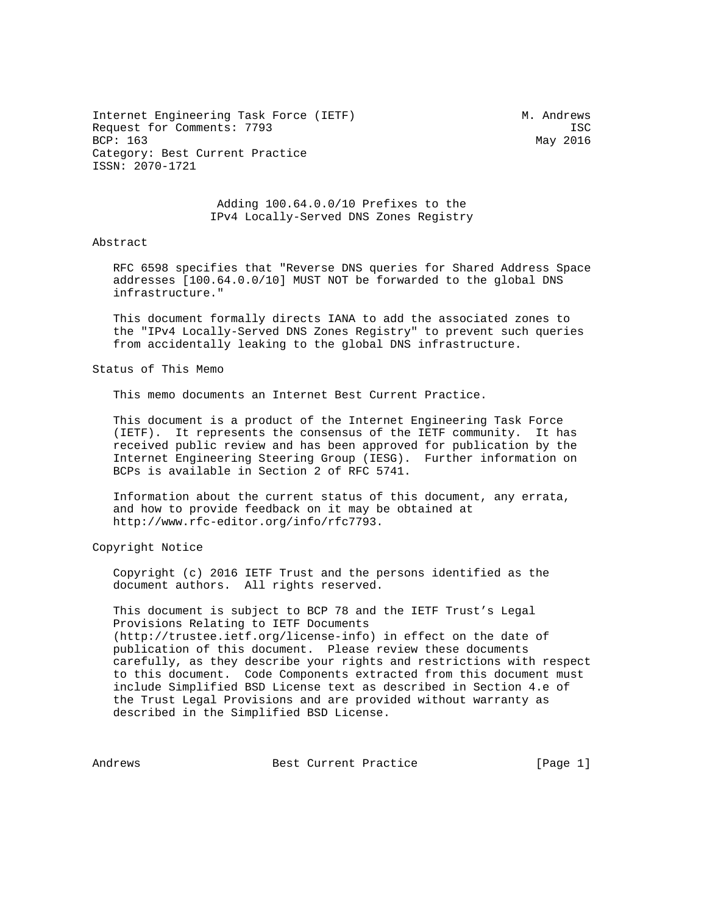Internet Engineering Task Force (IETF)                        M. Andrews
Request for Comments: 7793                                           ISC
BCP: 163                                                        May 2016
Category: Best Current Practice
ISSN: 2070-1721

# Adding 100.64.0.0/10 Prefixes to the IPv4 Locally-Served DNS Zones Registry

## Abstract

RFC 6598 specifies that "Reverse DNS queries for Shared Address Space addresses [100.64.0.0/10] MUST NOT be forwarded to the global DNS infrastructure."

This document formally directs IANA to add the associated zones to the "IPv4 Locally-Served DNS Zones Registry" to prevent such queries from accidentally leaking to the global DNS infrastructure.

## Status of This Memo

This memo documents an Internet Best Current Practice.

This document is a product of the Internet Engineering Task Force (IETF). It represents the consensus of the IETF community. It has received public review and has been approved for publication by the Internet Engineering Steering Group (IESG). Further information on BCPs is available in Section 2 of RFC 5741.

Information about the current status of this document, any errata, and how to provide feedback on it may be obtained at http://www.rfc-editor.org/info/rfc7793.

## Copyright Notice

Copyright (c) 2016 IETF Trust and the persons identified as the document authors. All rights reserved.

This document is subject to BCP 78 and the IETF Trust's Legal Provisions Relating to IETF Documents (http://trustee.ietf.org/license-info) in effect on the date of publication of this document. Please review these documents carefully, as they describe your rights and restrictions with respect to this document. Code Components extracted from this document must include Simplified BSD License text as described in Section 4.e of the Trust Legal Provisions and are provided without warranty as described in the Simplified BSD License.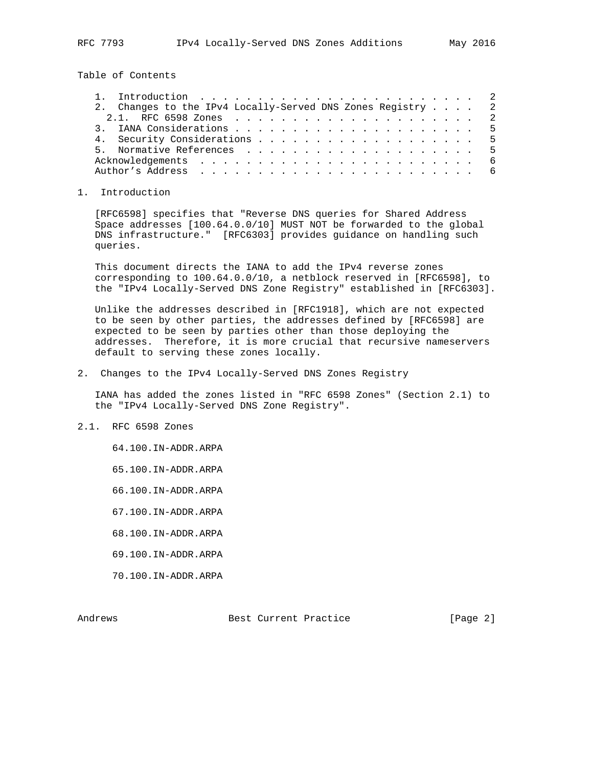Table of Contents

```
   1.  Introduction  . . . . . . . . . . . . . . . . . . . . . . . .   2
   2.  Changes to the IPv4 Locally-Served DNS Zones Registry . . . .   2
     2.1.  RFC 6598 Zones  . . . . . . . . . . . . . . . . . . . . .   2
   3.  IANA Considerations . . . . . . . . . . . . . . . . . . . . .   5
   4.  Security Considerations . . . . . . . . . . . . . . . . . . .   5
   5.  Normative References  . . . . . . . . . . . . . . . . . . . .   5
   Acknowledgements  . . . . . . . . . . . . . . . . . . . . . . . .   6
   Author's Address  . . . . . . . . . . . . . . . . . . . . . . . .   6
```

## 1. Introduction

[RFC6598] specifies that "Reverse DNS queries for Shared Address Space addresses [100.64.0.0/10] MUST NOT be forwarded to the global DNS infrastructure." [RFC6303] provides guidance on handling such queries.

This document directs the IANA to add the IPv4 reverse zones corresponding to 100.64.0.0/10, a netblock reserved in [RFC6598], to the "IPv4 Locally-Served DNS Zone Registry" established in [RFC6303].

Unlike the addresses described in [RFC1918], which are not expected to be seen by other parties, the addresses defined by [RFC6598] are expected to be seen by parties other than those deploying the addresses. Therefore, it is more crucial that recursive nameservers default to serving these zones locally.

## 2. Changes to the IPv4 Locally-Served DNS Zones Registry

IANA has added the zones listed in "RFC 6598 Zones" (Section 2.1) to the "IPv4 Locally-Served DNS Zone Registry".

### 2.1. RFC 6598 Zones

64.100.IN-ADDR.ARPA

65.100.IN-ADDR.ARPA

66.100.IN-ADDR.ARPA

67.100.IN-ADDR.ARPA

68.100.IN-ADDR.ARPA

69.100.IN-ADDR.ARPA

70.100.IN-ADDR.ARPA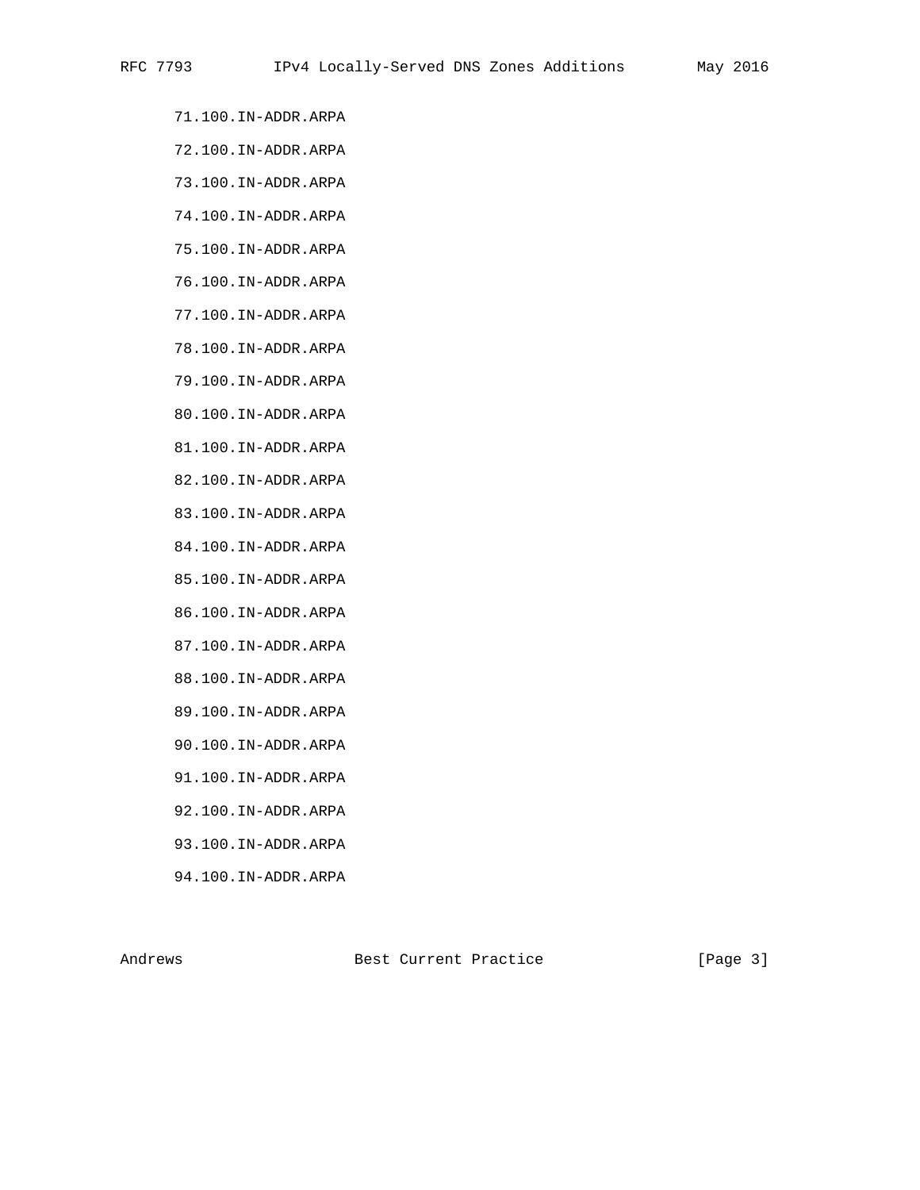71.100.IN-ADDR.ARPA

72.100.IN-ADDR.ARPA

73.100.IN-ADDR.ARPA

74.100.IN-ADDR.ARPA

75.100.IN-ADDR.ARPA

76.100.IN-ADDR.ARPA

77.100.IN-ADDR.ARPA

78.100.IN-ADDR.ARPA

79.100.IN-ADDR.ARPA

80.100.IN-ADDR.ARPA

81.100.IN-ADDR.ARPA

82.100.IN-ADDR.ARPA

83.100.IN-ADDR.ARPA

84.100.IN-ADDR.ARPA

85.100.IN-ADDR.ARPA

86.100.IN-ADDR.ARPA

87.100.IN-ADDR.ARPA

88.100.IN-ADDR.ARPA

89.100.IN-ADDR.ARPA

90.100.IN-ADDR.ARPA

91.100.IN-ADDR.ARPA

92.100.IN-ADDR.ARPA

93.100.IN-ADDR.ARPA

94.100.IN-ADDR.ARPA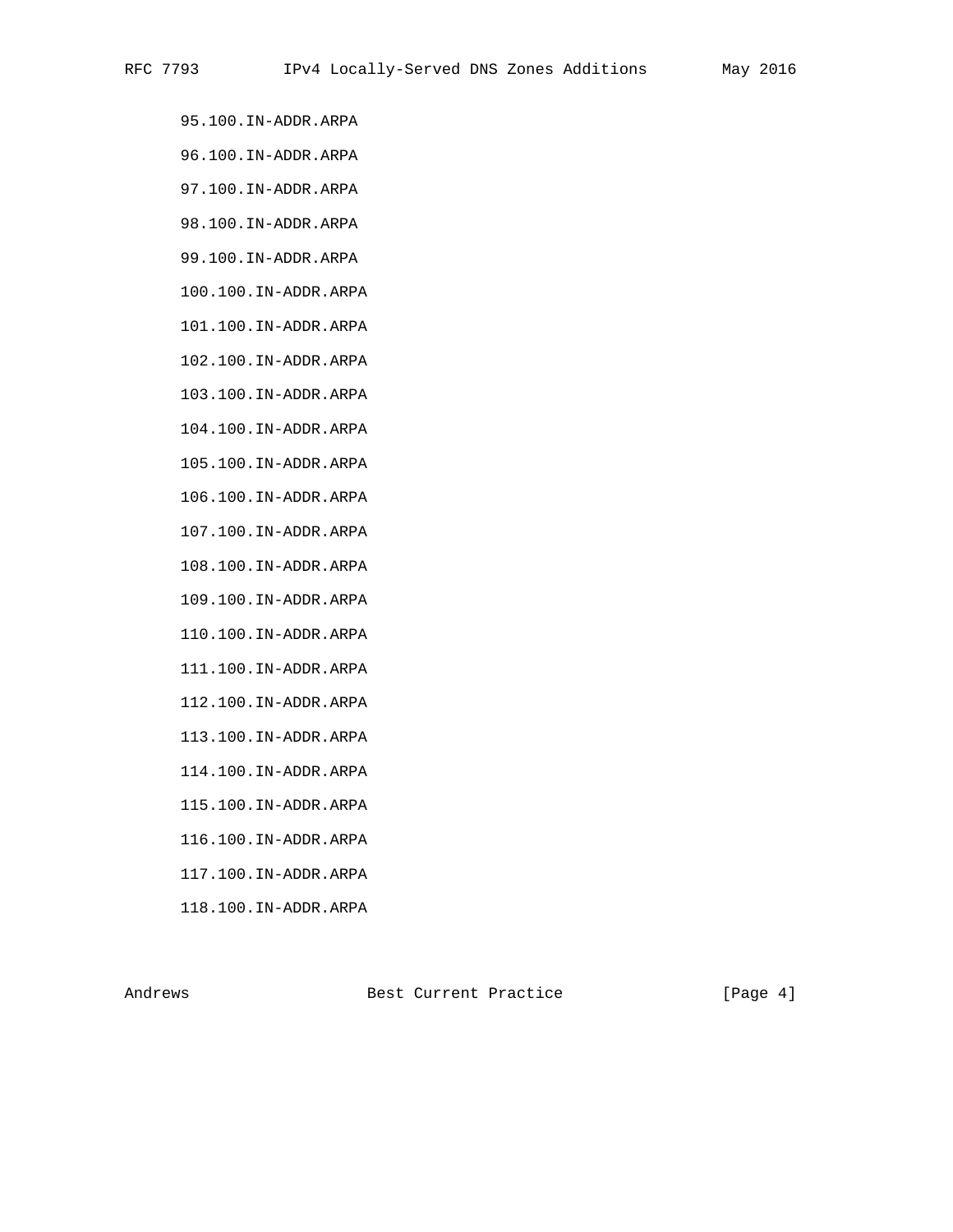95.100.IN-ADDR.ARPA

96.100.IN-ADDR.ARPA

97.100.IN-ADDR.ARPA

98.100.IN-ADDR.ARPA

99.100.IN-ADDR.ARPA

100.100.IN-ADDR.ARPA

101.100.IN-ADDR.ARPA

102.100.IN-ADDR.ARPA

103.100.IN-ADDR.ARPA

104.100.IN-ADDR.ARPA

105.100.IN-ADDR.ARPA

106.100.IN-ADDR.ARPA

107.100.IN-ADDR.ARPA

108.100.IN-ADDR.ARPA

109.100.IN-ADDR.ARPA

110.100.IN-ADDR.ARPA

111.100.IN-ADDR.ARPA

112.100.IN-ADDR.ARPA

113.100.IN-ADDR.ARPA

114.100.IN-ADDR.ARPA

115.100.IN-ADDR.ARPA

116.100.IN-ADDR.ARPA

117.100.IN-ADDR.ARPA

118.100.IN-ADDR.ARPA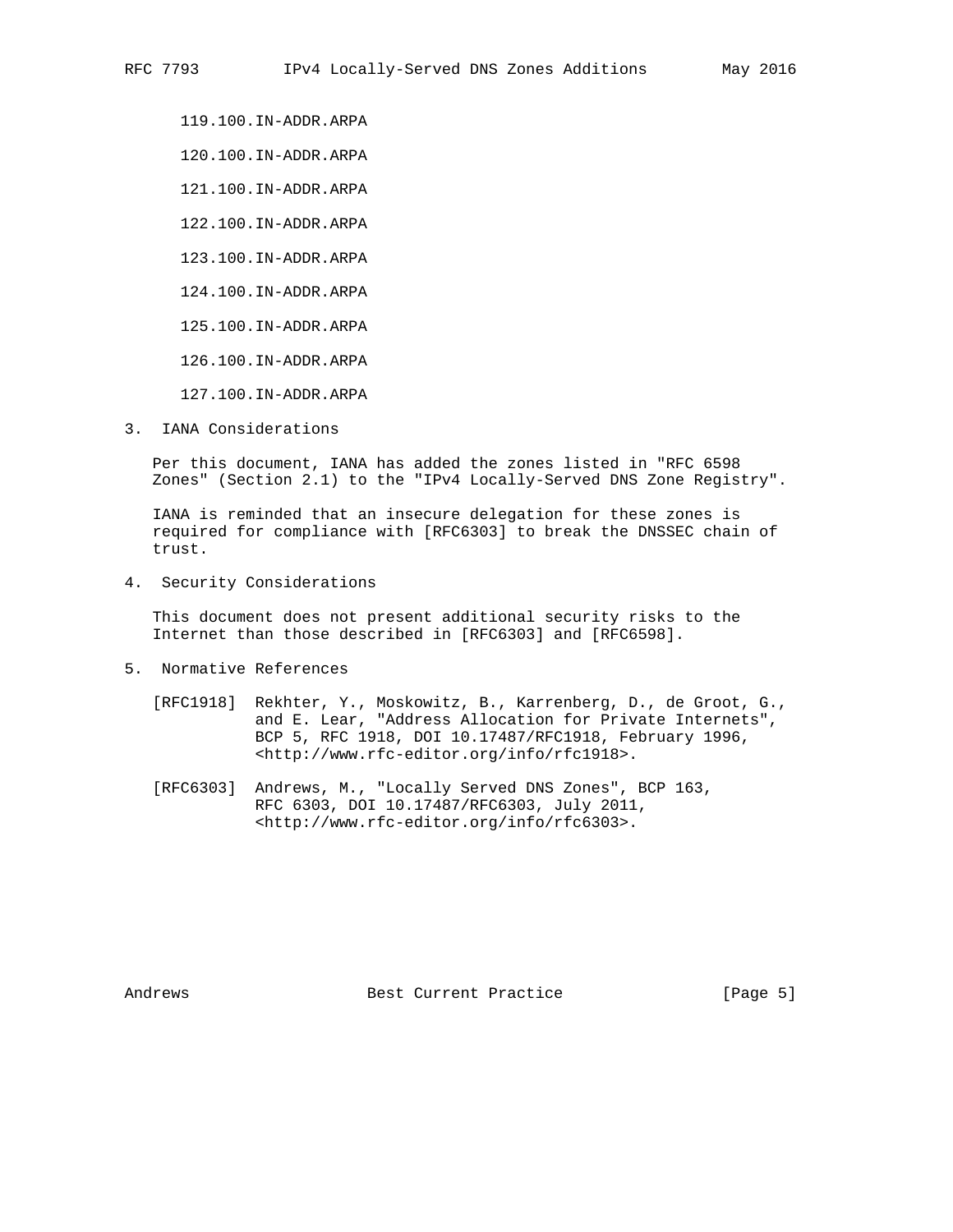119.100.IN-ADDR.ARPA

120.100.IN-ADDR.ARPA

121.100.IN-ADDR.ARPA

122.100.IN-ADDR.ARPA

123.100.IN-ADDR.ARPA

124.100.IN-ADDR.ARPA

125.100.IN-ADDR.ARPA

126.100.IN-ADDR.ARPA

127.100.IN-ADDR.ARPA

## 3. IANA Considerations

Per this document, IANA has added the zones listed in "RFC 6598 Zones" (Section 2.1) to the "IPv4 Locally-Served DNS Zone Registry".

IANA is reminded that an insecure delegation for these zones is required for compliance with [RFC6303] to break the DNSSEC chain of trust.

## 4. Security Considerations

This document does not present additional security risks to the Internet than those described in [RFC6303] and [RFC6598].

## 5. Normative References

[RFC1918] Rekhter, Y., Moskowitz, B., Karrenberg, D., de Groot, G., and E. Lear, "Address Allocation for Private Internets", BCP 5, RFC 1918, DOI 10.17487/RFC1918, February 1996, <http://www.rfc-editor.org/info/rfc1918>.

[RFC6303] Andrews, M., "Locally Served DNS Zones", BCP 163, RFC 6303, DOI 10.17487/RFC6303, July 2011, <http://www.rfc-editor.org/info/rfc6303>.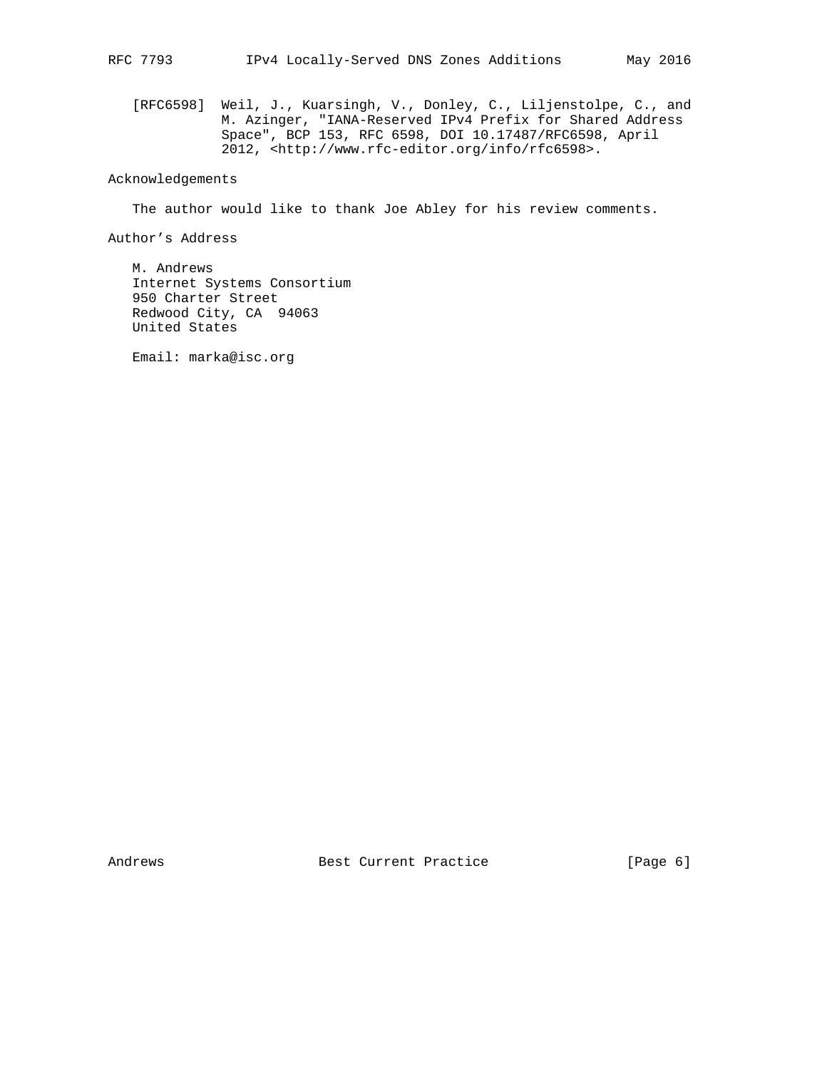[RFC6598] Weil, J., Kuarsingh, V., Donley, C., Liljenstolpe, C., and M. Azinger, "IANA-Reserved IPv4 Prefix for Shared Address Space", BCP 153, RFC 6598, DOI 10.17487/RFC6598, April 2012, <http://www.rfc-editor.org/info/rfc6598>.

## Acknowledgements

The author would like to thank Joe Abley for his review comments.

## Author's Address

M. Andrews
Internet Systems Consortium
950 Charter Street
Redwood City, CA 94063
United States

Email: marka@isc.org